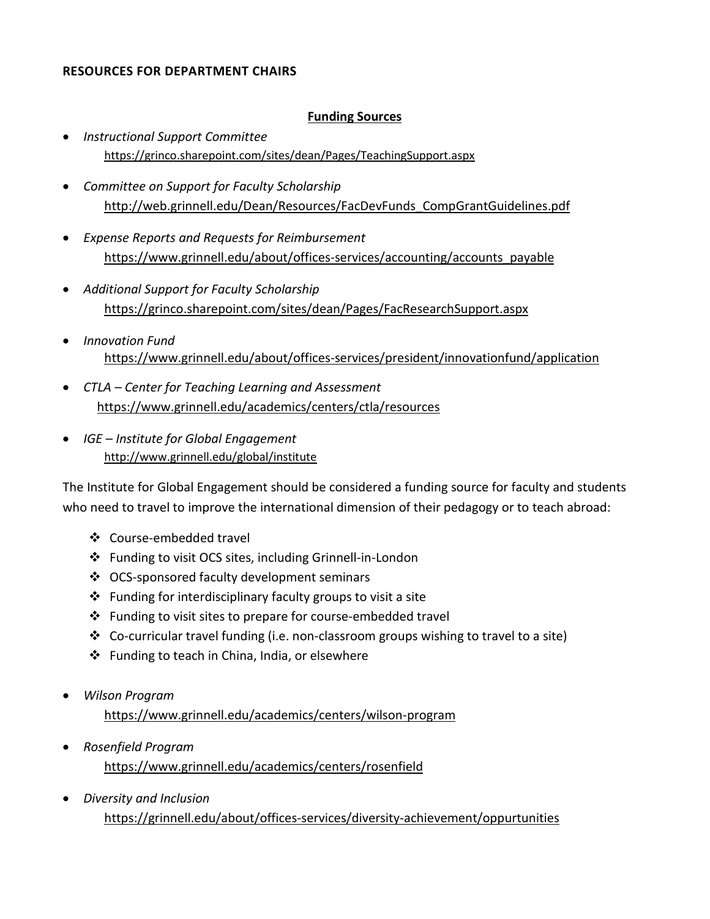**RESOURCES FOR DEPARTMENT CHAIRS**

## Funding Sources

- *Instructional Support Committee*
  https://grinco.sharepoint.com/sites/dean/Pages/TeachingSupport.aspx
- *Committee on Support for Faculty Scholarship*
  http://web.grinnell.edu/Dean/Resources/FacDevFunds_CompGrantGuidelines.pdf
- *Expense Reports and Requests for Reimbursement*
  https://www.grinnell.edu/about/offices-services/accounting/accounts_payable
- *Additional Support for Faculty Scholarship*
  https://grinco.sharepoint.com/sites/dean/Pages/FacResearchSupport.aspx
- *Innovation Fund*
  https://www.grinnell.edu/about/offices-services/president/innovationfund/application
- *CTLA – Center for Teaching Learning and Assessment*
  https://www.grinnell.edu/academics/centers/ctla/resources
- *IGE – Institute for Global Engagement*
  http://www.grinnell.edu/global/institute

The Institute for Global Engagement should be considered a funding source for faculty and students who need to travel to improve the international dimension of their pedagogy or to teach abroad:

- Course-embedded travel
- Funding to visit OCS sites, including Grinnell-in-London
- OCS-sponsored faculty development seminars
- Funding for interdisciplinary faculty groups to visit a site
- Funding to visit sites to prepare for course-embedded travel
- Co-curricular travel funding (i.e. non-classroom groups wishing to travel to a site)
- Funding to teach in China, India, or elsewhere

- *Wilson Program*
  https://www.grinnell.edu/academics/centers/wilson-program
- *Rosenfield Program*
  https://www.grinnell.edu/academics/centers/rosenfield
- *Diversity and Inclusion*
  https://grinnell.edu/about/offices-services/diversity-achievement/oppurtunities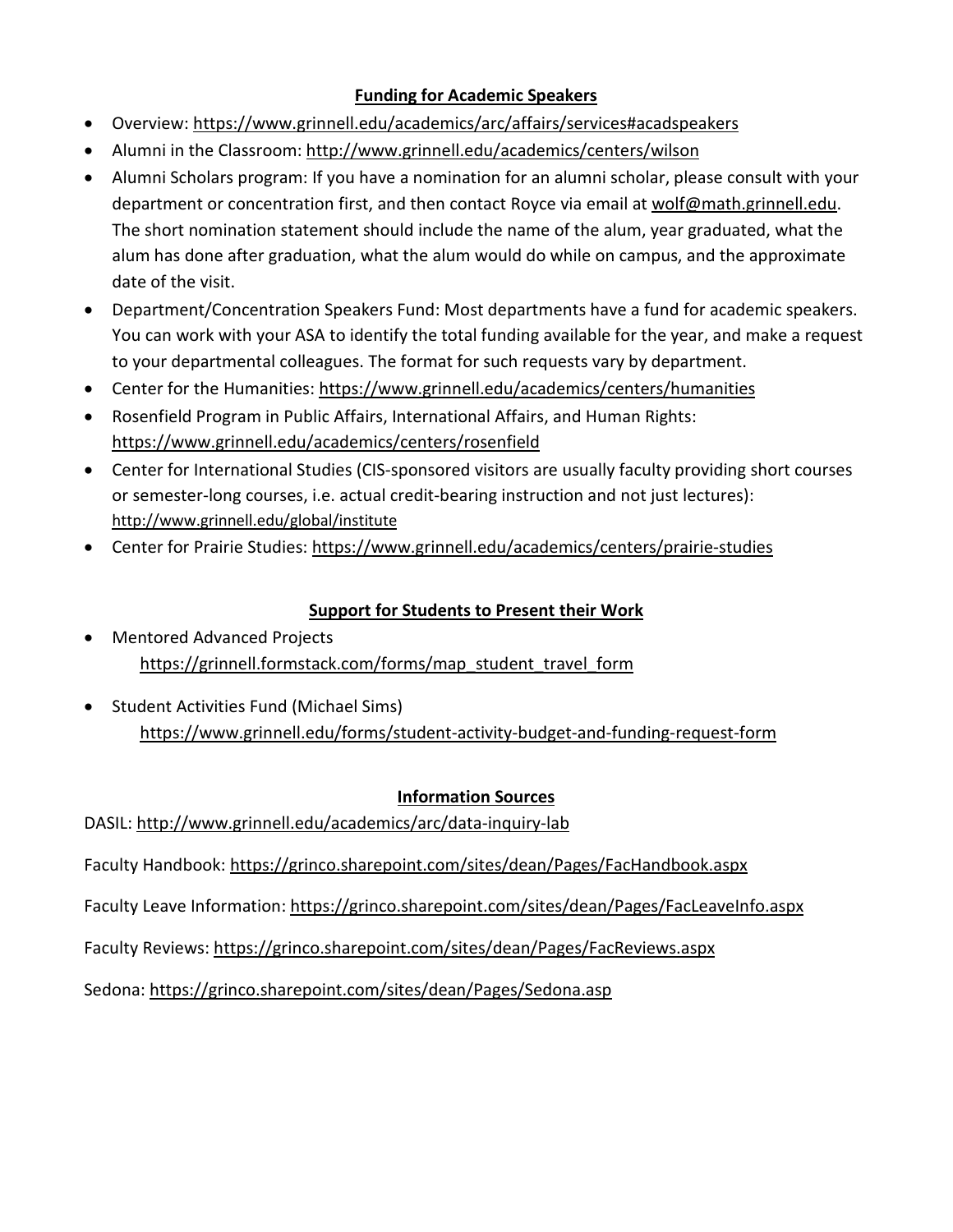## Funding for Academic Speakers

- Overview: https://www.grinnell.edu/academics/arc/affairs/services#acadspeakers
- Alumni in the Classroom: http://www.grinnell.edu/academics/centers/wilson
- Alumni Scholars program: If you have a nomination for an alumni scholar, please consult with your department or concentration first, and then contact Royce via email at wolf@math.grinnell.edu. The short nomination statement should include the name of the alum, year graduated, what the alum has done after graduation, what the alum would do while on campus, and the approximate date of the visit.
- Department/Concentration Speakers Fund: Most departments have a fund for academic speakers. You can work with your ASA to identify the total funding available for the year, and make a request to your departmental colleagues. The format for such requests vary by department.
- Center for the Humanities: https://www.grinnell.edu/academics/centers/humanities
- Rosenfield Program in Public Affairs, International Affairs, and Human Rights: https://www.grinnell.edu/academics/centers/rosenfield
- Center for International Studies (CIS-sponsored visitors are usually faculty providing short courses or semester-long courses, i.e. actual credit-bearing instruction and not just lectures): http://www.grinnell.edu/global/institute
- Center for Prairie Studies: https://www.grinnell.edu/academics/centers/prairie-studies

## Support for Students to Present their Work

- Mentored Advanced Projects
  https://grinnell.formstack.com/forms/map_student_travel_form
- Student Activities Fund (Michael Sims)
  https://www.grinnell.edu/forms/student-activity-budget-and-funding-request-form

## Information Sources

DASIL: http://www.grinnell.edu/academics/arc/data-inquiry-lab

Faculty Handbook: https://grinco.sharepoint.com/sites/dean/Pages/FacHandbook.aspx

Faculty Leave Information: https://grinco.sharepoint.com/sites/dean/Pages/FacLeaveInfo.aspx

Faculty Reviews: https://grinco.sharepoint.com/sites/dean/Pages/FacReviews.aspx

Sedona: https://grinco.sharepoint.com/sites/dean/Pages/Sedona.asp